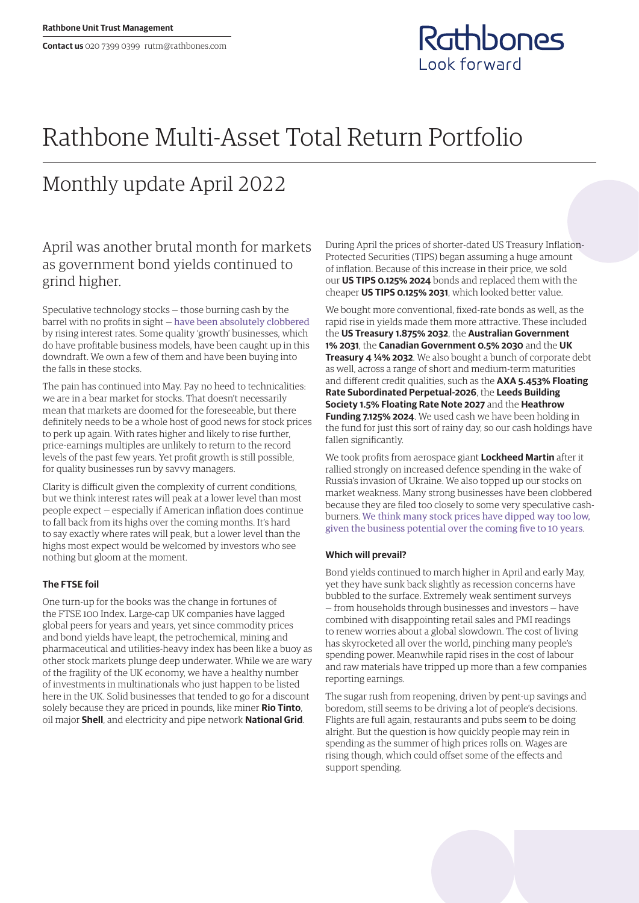Rathbone Unit Trust Management

**Contact us** 020 7399 0399 rutm@rathbones.com

Rathbones
Look forward

# Rathbone Multi-Asset Total Return Portfolio

## Monthly update April 2022

### April was another brutal month for markets as government bond yields continued to grind higher.

Speculative technology stocks — those burning cash by the barrel with no profits in sight — have been absolutely clobbered by rising interest rates. Some quality 'growth' businesses, which do have profitable business models, have been caught up in this downdraft. We own a few of them and have been buying into the falls in these stocks.

The pain has continued into May. Pay no heed to technicalities: we are in a bear market for stocks. That doesn't necessarily mean that markets are doomed for the foreseeable, but there definitely needs to be a whole host of good news for stock prices to perk up again. With rates higher and likely to rise further, price-earnings multiples are unlikely to return to the record levels of the past few years. Yet profit growth is still possible, for quality businesses run by savvy managers.

Clarity is difficult given the complexity of current conditions, but we think interest rates will peak at a lower level than most people expect — especially if American inflation does continue to fall back from its highs over the coming months. It's hard to say exactly where rates will peak, but a lower level than the highs most expect would be welcomed by investors who see nothing but gloom at the moment.

#### The FTSE foil

One turn-up for the books was the change in fortunes of the FTSE 100 Index. Large-cap UK companies have lagged global peers for years and years, yet since commodity prices and bond yields have leapt, the petrochemical, mining and pharmaceutical and utilities-heavy index has been like a buoy as other stock markets plunge deep underwater. While we are wary of the fragility of the UK economy, we have a healthy number of investments in multinationals who just happen to be listed here in the UK. Solid businesses that tended to go for a discount solely because they are priced in pounds, like miner **Rio Tinto**, oil major **Shell**, and electricity and pipe network **National Grid**.

During April the prices of shorter-dated US Treasury Inflation-Protected Securities (TIPS) began assuming a huge amount of inflation. Because of this increase in their price, we sold our **US TIPS 0.125% 2024** bonds and replaced them with the cheaper **US TIPS 0.125% 2031**, which looked better value.

We bought more conventional, fixed-rate bonds as well, as the rapid rise in yields made them more attractive. These included the **US Treasury 1.875% 2032**, the **Australian Government 1% 2031**, the **Canadian Government 0.5% 2030** and the **UK Treasury 4 ¼% 2032**. We also bought a bunch of corporate debt as well, across a range of short and medium-term maturities and different credit qualities, such as the **AXA 5.453% Floating Rate Subordinated Perpetual-2026**, the **Leeds Building Society 1.5% Floating Rate Note 2027** and the **Heathrow Funding 7.125% 2024**. We used cash we have been holding in the fund for just this sort of rainy day, so our cash holdings have fallen significantly.

We took profits from aerospace giant **Lockheed Martin** after it rallied strongly on increased defence spending in the wake of Russia's invasion of Ukraine. We also topped up our stocks on market weakness. Many strong businesses have been clobbered because they are filed too closely to some very speculative cash-burners. We think many stock prices have dipped way too low, given the business potential over the coming five to 10 years.

#### Which will prevail?

Bond yields continued to march higher in April and early May, yet they have sunk back slightly as recession concerns have bubbled to the surface. Extremely weak sentiment surveys — from households through businesses and investors — have combined with disappointing retail sales and PMI readings to renew worries about a global slowdown. The cost of living has skyrocketed all over the world, pinching many people's spending power. Meanwhile rapid rises in the cost of labour and raw materials have tripped up more than a few companies reporting earnings.

The sugar rush from reopening, driven by pent-up savings and boredom, still seems to be driving a lot of people's decisions. Flights are full again, restaurants and pubs seem to be doing alright. But the question is how quickly people may rein in spending as the summer of high prices rolls on. Wages are rising though, which could offset some of the effects and support spending.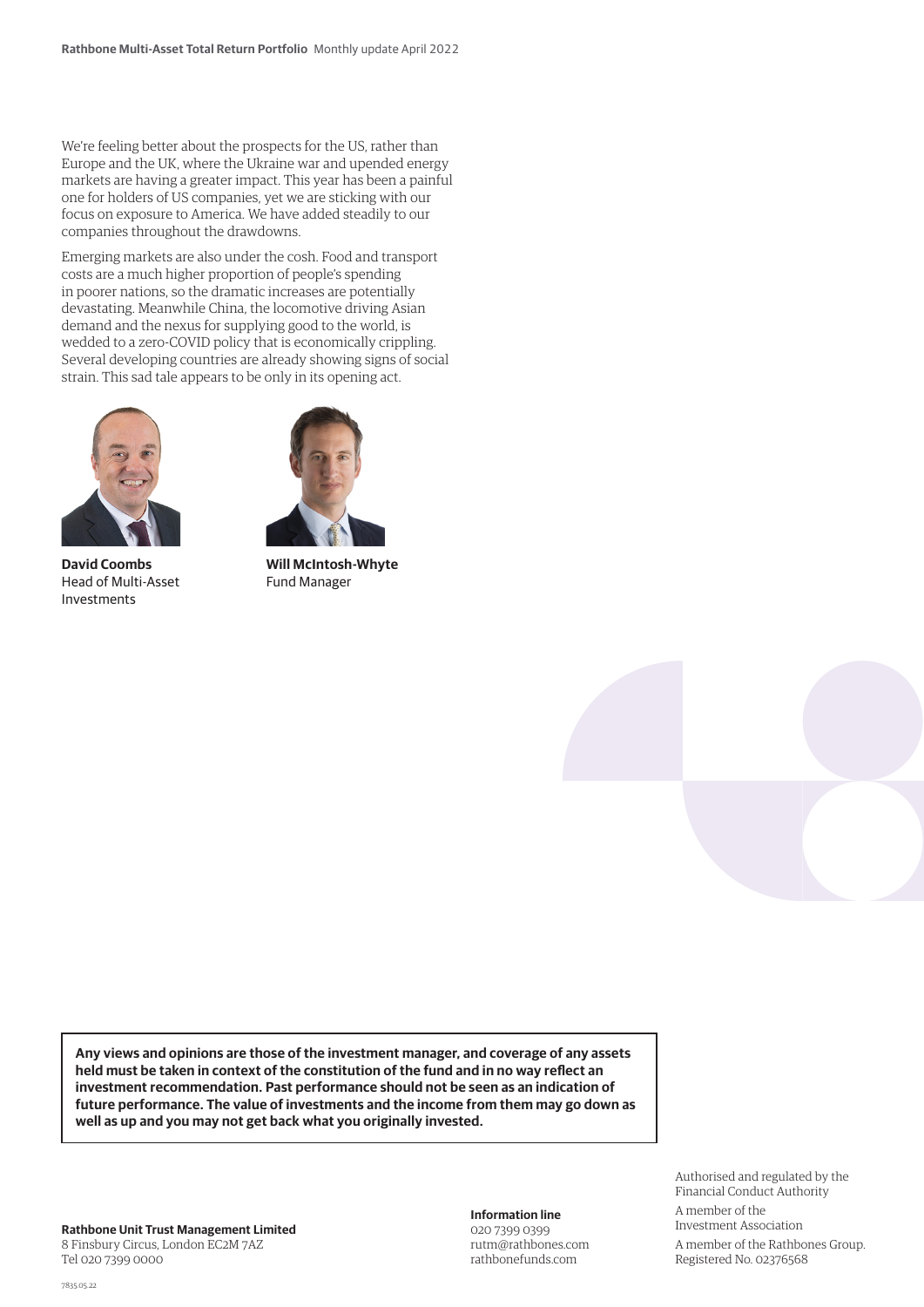We're feeling better about the prospects for the US, rather than Europe and the UK, where the Ukraine war and upended energy markets are having a greater impact. This year has been a painful one for holders of US companies, yet we are sticking with our focus on exposure to America. We have added steadily to our companies throughout the drawdowns.

Emerging markets are also under the cosh. Food and transport costs are a much higher proportion of people's spending in poorer nations, so the dramatic increases are potentially devastating. Meanwhile China, the locomotive driving Asian demand and the nexus for supplying good to the world, is wedded to a zero-COVID policy that is economically crippling. Several developing countries are already showing signs of social strain. This sad tale appears to be only in its opening act.

**David Coombs**
Head of Multi-Asset Investments

**Will McIntosh-Whyte**
Fund Manager

**Any views and opinions are those of the investment manager, and coverage of any assets held must be taken in context of the constitution of the fund and in no way reflect an investment recommendation. Past performance should not be seen as an indication of future performance. The value of investments and the income from them may go down as well as up and you may not get back what you originally invested.**

**Rathbone Unit Trust Management Limited**
8 Finsbury Circus, London EC2M 7AZ
Tel 020 7399 0000

**Information line**
020 7399 0399
rutm@rathbones.com
rathbonefunds.com

Authorised and regulated by the Financial Conduct Authority

A member of the Investment Association

A member of the Rathbones Group. Registered No. 02376568

7835.05.22